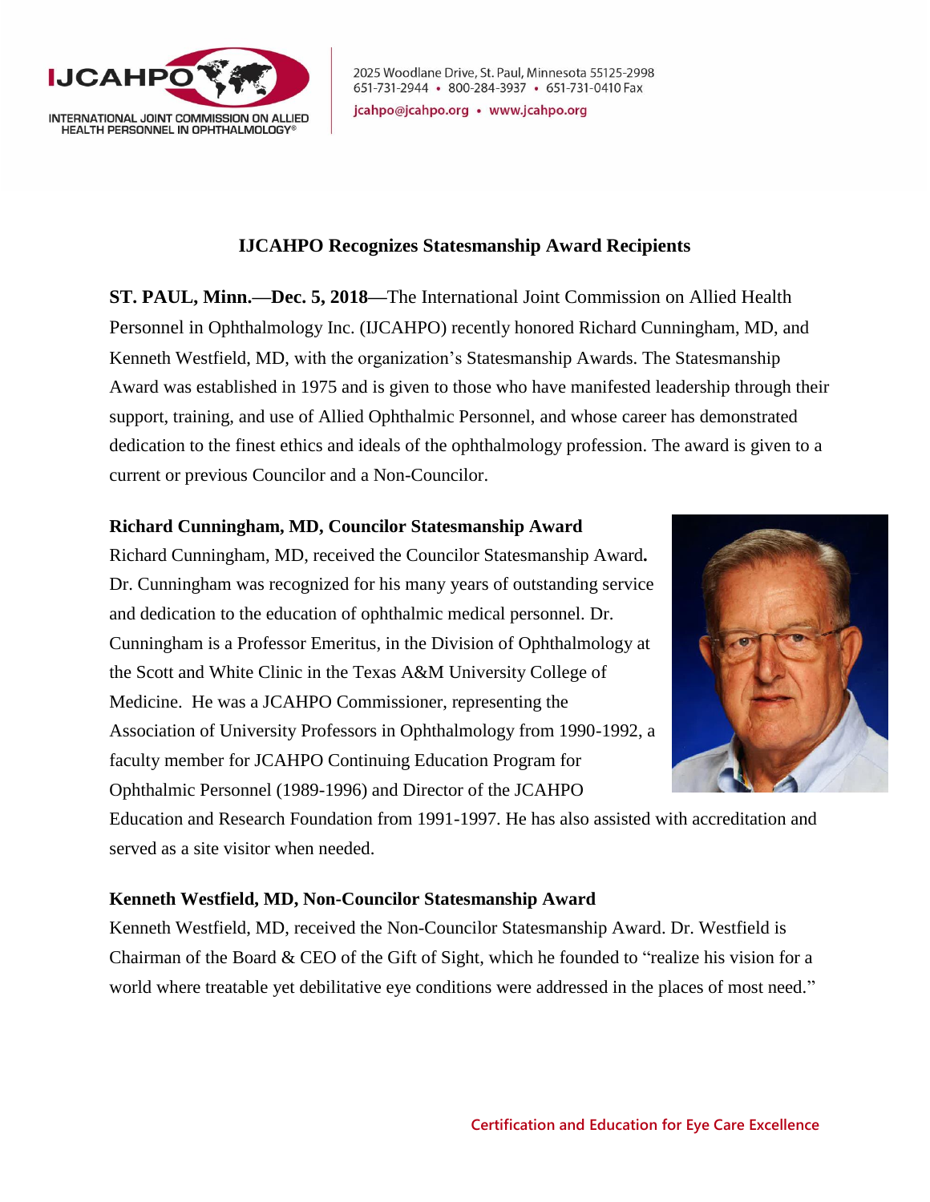IJCAHPO

INTERNATIONAL JOINT COMMISSION ON ALLIED HEALTH PERSONNEL IN OPHTHALMOLOGY®

2025 Woodlane Drive, St. Paul, Minnesota 55125-2998
651-731-2944 • 800-284-3937 • 651-731-0410 Fax
jcahpo@jcahpo.org • www.jcahpo.org

# IJCAHPO Recognizes Statesmanship Award Recipients

**ST. PAUL, Minn.—Dec. 5, 2018—**The International Joint Commission on Allied Health Personnel in Ophthalmology Inc. (IJCAHPO) recently honored Richard Cunningham, MD, and Kenneth Westfield, MD, with the organization's Statesmanship Awards. The Statesmanship Award was established in 1975 and is given to those who have manifested leadership through their support, training, and use of Allied Ophthalmic Personnel, and whose career has demonstrated dedication to the finest ethics and ideals of the ophthalmology profession. The award is given to a current or previous Councilor and a Non-Councilor.

**Richard Cunningham, MD, Councilor Statesmanship Award**

Richard Cunningham, MD, received the Councilor Statesmanship Award**.** Dr. Cunningham was recognized for his many years of outstanding service and dedication to the education of ophthalmic medical personnel. Dr. Cunningham is a Professor Emeritus, in the Division of Ophthalmology at the Scott and White Clinic in the Texas A&M University College of Medicine. He was a JCAHPO Commissioner, representing the Association of University Professors in Ophthalmology from 1990-1992, a faculty member for JCAHPO Continuing Education Program for Ophthalmic Personnel (1989-1996) and Director of the JCAHPO Education and Research Foundation from 1991-1997. He has also assisted with accreditation and served as a site visitor when needed.

**Kenneth Westfield, MD, Non-Councilor Statesmanship Award**

Kenneth Westfield, MD, received the Non-Councilor Statesmanship Award. Dr. Westfield is Chairman of the Board & CEO of the Gift of Sight, which he founded to "realize his vision for a world where treatable yet debilitative eye conditions were addressed in the places of most need."

Certification and Education for Eye Care Excellence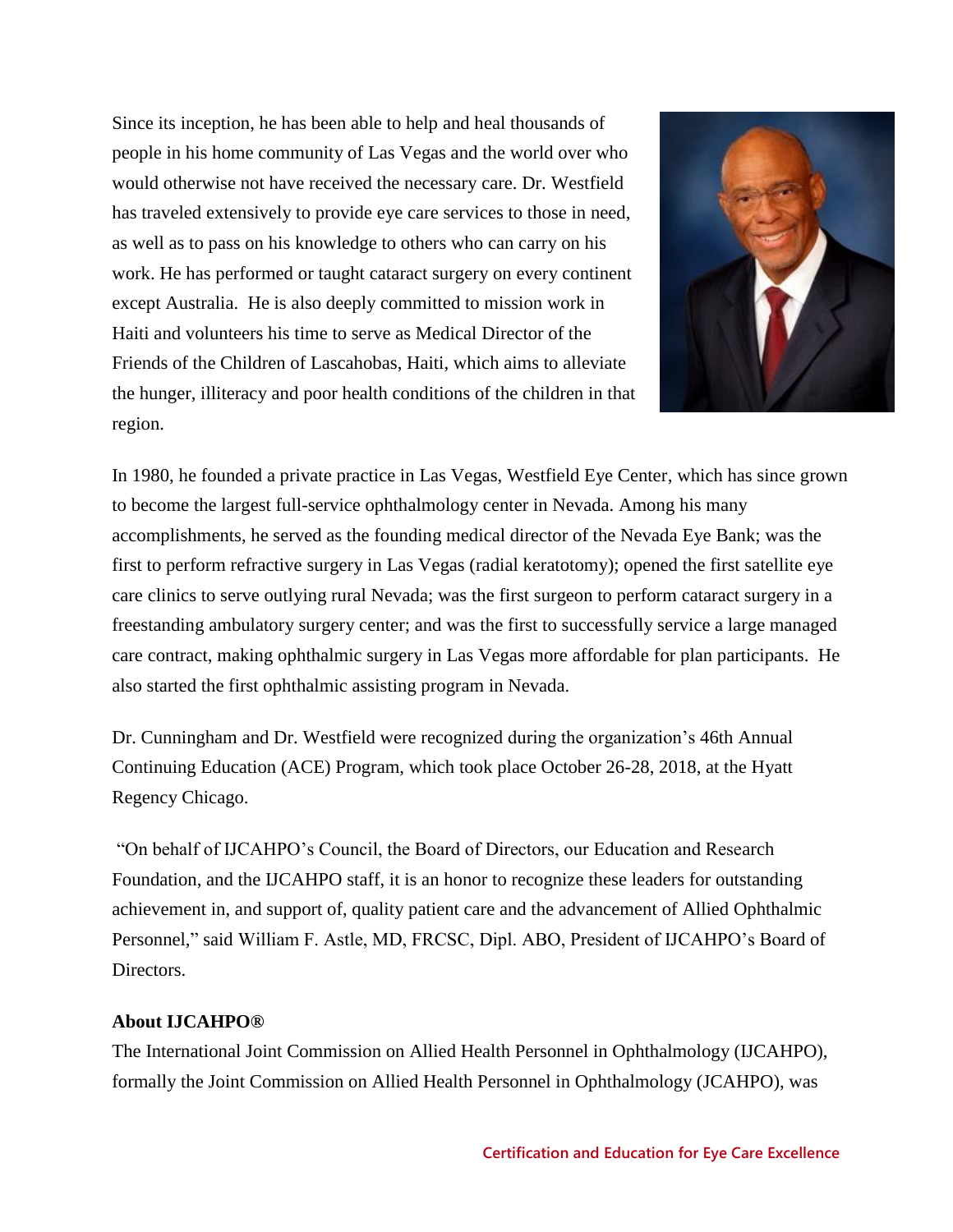Since its inception, he has been able to help and heal thousands of people in his home community of Las Vegas and the world over who would otherwise not have received the necessary care. Dr. Westfield has traveled extensively to provide eye care services to those in need, as well as to pass on his knowledge to others who can carry on his work. He has performed or taught cataract surgery on every continent except Australia. He is also deeply committed to mission work in Haiti and volunteers his time to serve as Medical Director of the Friends of the Children of Lascahobas, Haiti, which aims to alleviate the hunger, illiteracy and poor health conditions of the children in that region.

In 1980, he founded a private practice in Las Vegas, Westfield Eye Center, which has since grown to become the largest full-service ophthalmology center in Nevada. Among his many accomplishments, he served as the founding medical director of the Nevada Eye Bank; was the first to perform refractive surgery in Las Vegas (radial keratotomy); opened the first satellite eye care clinics to serve outlying rural Nevada; was the first surgeon to perform cataract surgery in a freestanding ambulatory surgery center; and was the first to successfully service a large managed care contract, making ophthalmic surgery in Las Vegas more affordable for plan participants. He also started the first ophthalmic assisting program in Nevada.

Dr. Cunningham and Dr. Westfield were recognized during the organization's 46th Annual Continuing Education (ACE) Program, which took place October 26-28, 2018, at the Hyatt Regency Chicago.

"On behalf of IJCAHPO's Council, the Board of Directors, our Education and Research Foundation, and the IJCAHPO staff, it is an honor to recognize these leaders for outstanding achievement in, and support of, quality patient care and the advancement of Allied Ophthalmic Personnel," said William F. Astle, MD, FRCSC, Dipl. ABO, President of IJCAHPO's Board of Directors.

**About IJCAHPO®**

The International Joint Commission on Allied Health Personnel in Ophthalmology (IJCAHPO), formally the Joint Commission on Allied Health Personnel in Ophthalmology (JCAHPO), was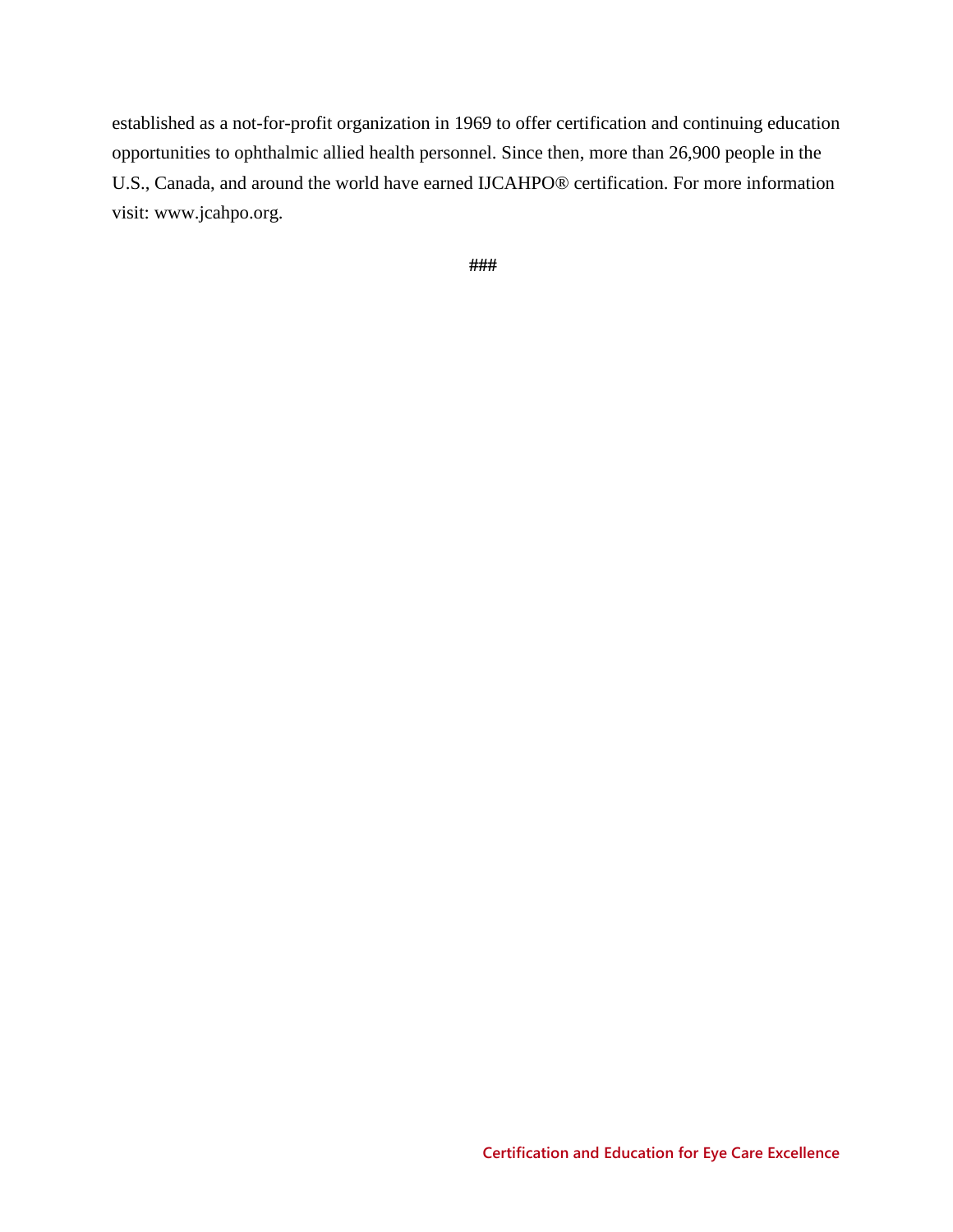established as a not-for-profit organization in 1969 to offer certification and continuing education opportunities to ophthalmic allied health personnel. Since then, more than 26,900 people in the U.S., Canada, and around the world have earned IJCAHPO® certification. For more information visit: www.jcahpo.org.

**###**